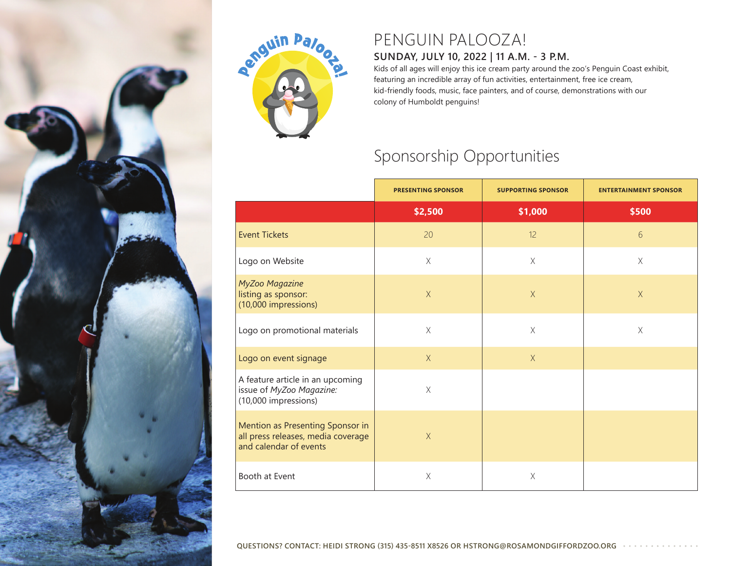# PENGUIN PALOOZA!

**SUNDAY, JULY 10, 2022 | 11 A.M. - 3 P.M.**

Kids of all ages will enjoy this ice cream party around the zoo's Penguin Coast exhibit, featuring an incredible array of fun activities, entertainment, free ice cream, kid-friendly foods, music, face painters, and of course, demonstrations with our colony of Humboldt penguins!

## Sponsorship Opportunities

| | PRESENTING SPONSOR | SUPPORTING SPONSOR | ENTERTAINMENT SPONSOR |
|---|---|---|---|
| | **$2,500** | **$1,000** | **$500** |
| Event Tickets | 20 | 12 | 6 |
| Logo on Website | X | X | X |
| *MyZoo Magazine* listing as sponsor: (10,000 impressions) | X | X | X |
| Logo on promotional materials | X | X | X |
| Logo on event signage | X | X | |
| A feature article in an upcoming issue of *MyZoo Magazine:* (10,000 impressions) | X | | |
| Mention as Presenting Sponsor in all press releases, media coverage and calendar of events | X | | |
| Booth at Event | X | X | |

**QUESTIONS? CONTACT: HEIDI STRONG (315) 435-8511 X8526 OR HSTRONG@ROSAMONDGIFFORDZOO.ORG**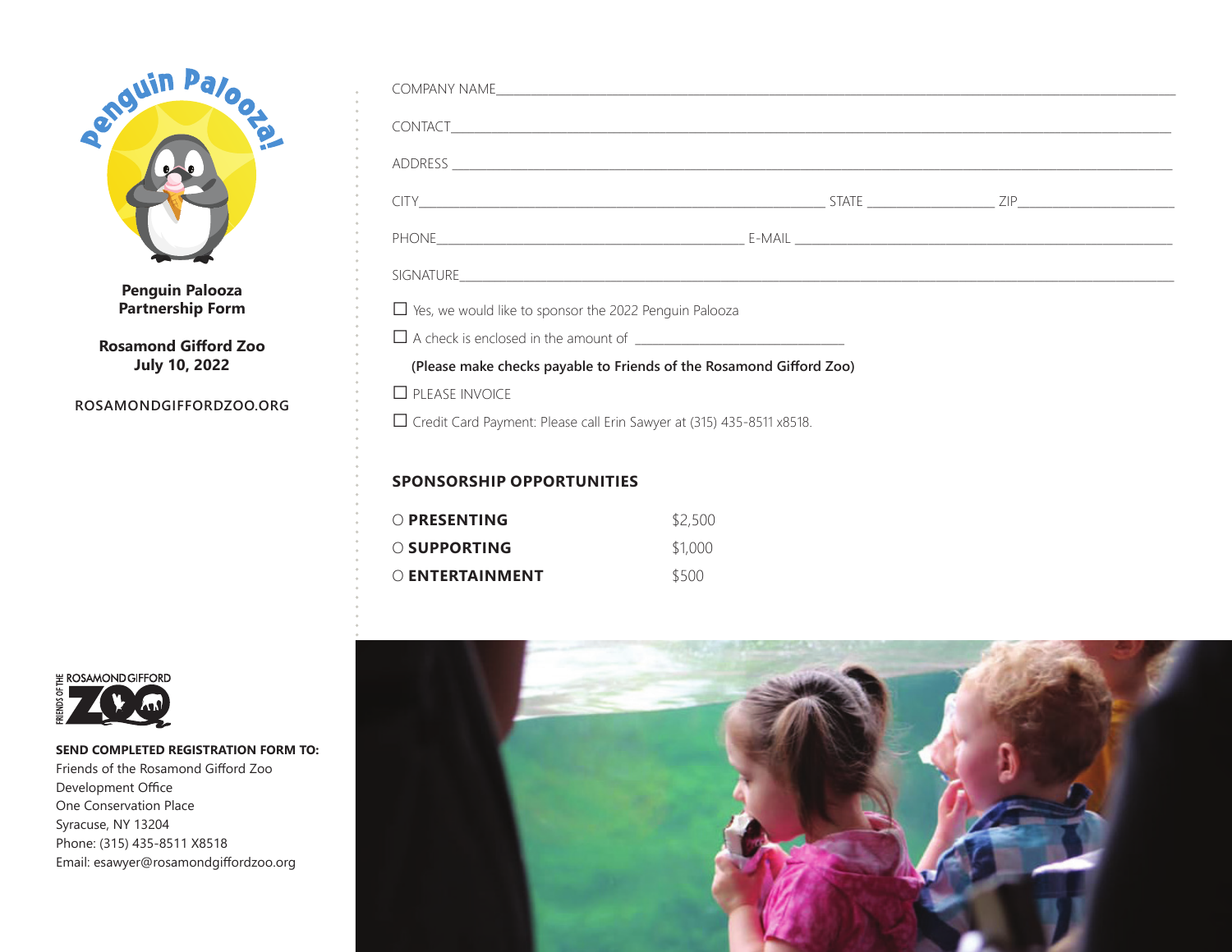**Penguin Palooza Partnership Form**

**Rosamond Gifford Zoo**
**July 10, 2022**

ROSAMONDGIFFORDZOO.ORG

COMPANY NAME\_\_\_\_\_\_\_\_\_\_\_\_\_\_\_\_\_\_\_\_\_\_\_\_\_\_\_\_\_\_\_\_\_\_\_\_\_\_\_\_

CONTACT\_\_\_\_\_\_\_\_\_\_\_\_\_\_\_\_\_\_\_\_\_\_\_\_\_\_\_\_\_\_\_\_\_\_\_\_\_\_\_\_

ADDRESS \_\_\_\_\_\_\_\_\_\_\_\_\_\_\_\_\_\_\_\_\_\_\_\_\_\_\_\_\_\_\_\_\_\_\_\_\_\_\_\_

CITY\_\_\_\_\_\_\_\_\_\_\_\_\_\_\_\_\_\_\_\_\_\_\_\_ STATE \_\_\_\_\_\_\_\_\_\_ ZIP\_\_\_\_\_\_\_\_\_\_

PHONE\_\_\_\_\_\_\_\_\_\_\_\_\_\_\_\_\_\_\_\_ E-MAIL \_\_\_\_\_\_\_\_\_\_\_\_\_\_\_\_\_\_\_\_

SIGNATURE\_\_\_\_\_\_\_\_\_\_\_\_\_\_\_\_\_\_\_\_\_\_\_\_\_\_\_\_\_\_\_\_\_\_\_\_\_\_\_\_

☐ Yes, we would like to sponsor the 2022 Penguin Palooza

☐ A check is enclosed in the amount of \_\_\_\_\_\_\_\_\_\_\_\_\_\_\_\_\_\_\_\_

**(Please make checks payable to Friends of the Rosamond Gifford Zoo)**

☐ PLEASE INVOICE

☐ Credit Card Payment: Please call Erin Sawyer at (315) 435-8511 x8518.

## SPONSORSHIP OPPORTUNITIES

| | |
|---|---|
| ○ **PRESENTING** | $2,500 |
| ○ **SUPPORTING** | $1,000 |
| ○ **ENTERTAINMENT** | $500 |

**SEND COMPLETED REGISTRATION FORM TO:**
Friends of the Rosamond Gifford Zoo
Development Office
One Conservation Place
Syracuse, NY 13204
Phone: (315) 435-8511 X8518
Email: esawyer@rosamondgiffordzoo.org